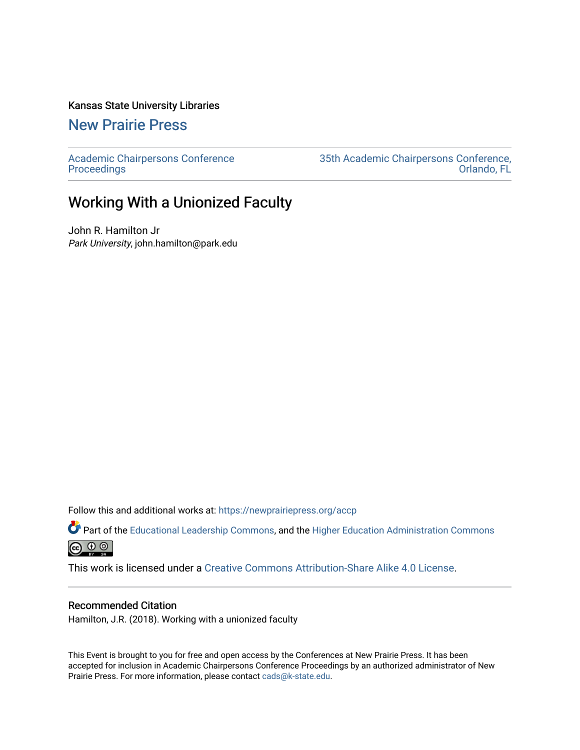Kansas State University Libraries

## New Prairie Press

Academic Chairpersons Conference Proceedings

35th Academic Chairpersons Conference, Orlando, FL

# Working With a Unionized Faculty

John R. Hamilton Jr

*Park University*, john.hamilton@park.edu

Follow this and additional works at: https://newprairiepress.org/accp

Part of the Educational Leadership Commons, and the Higher Education Administration Commons

This work is licensed under a Creative Commons Attribution-Share Alike 4.0 License.

### Recommended Citation

Hamilton, J.R. (2018). Working with a unionized faculty

This Event is brought to you for free and open access by the Conferences at New Prairie Press. It has been accepted for inclusion in Academic Chairpersons Conference Proceedings by an authorized administrator of New Prairie Press. For more information, please contact cads@k-state.edu.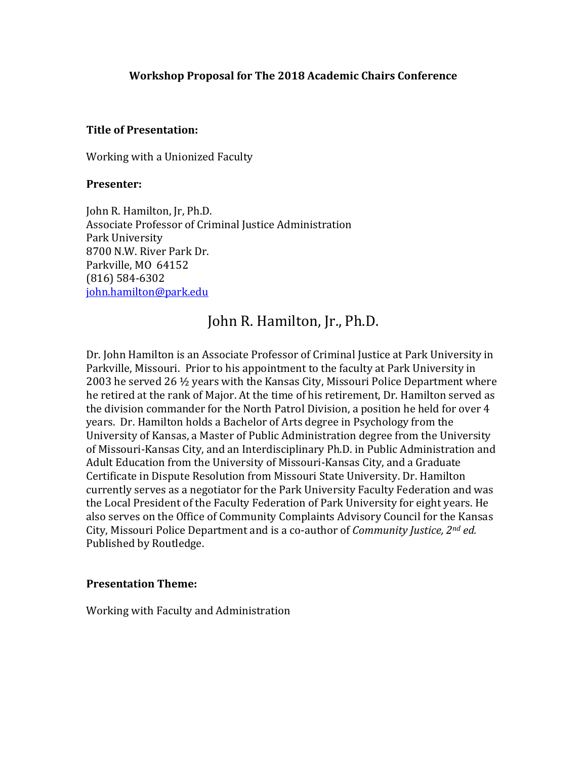**Workshop Proposal for The 2018 Academic Chairs Conference**

**Title of Presentation:**

Working with a Unionized Faculty

**Presenter:**

John R. Hamilton, Jr, Ph.D.
Associate Professor of Criminal Justice Administration
Park University
8700 N.W. River Park Dr.
Parkville, MO 64152
(816) 584-6302
[john.hamilton@park.edu](mailto:john.hamilton@park.edu)

# John R. Hamilton, Jr., Ph.D.

Dr. John Hamilton is an Associate Professor of Criminal Justice at Park University in Parkville, Missouri. Prior to his appointment to the faculty at Park University in 2003 he served 26 ½ years with the Kansas City, Missouri Police Department where he retired at the rank of Major. At the time of his retirement, Dr. Hamilton served as the division commander for the North Patrol Division, a position he held for over 4 years. Dr. Hamilton holds a Bachelor of Arts degree in Psychology from the University of Kansas, a Master of Public Administration degree from the University of Missouri-Kansas City, and an Interdisciplinary Ph.D. in Public Administration and Adult Education from the University of Missouri-Kansas City, and a Graduate Certificate in Dispute Resolution from Missouri State University. Dr. Hamilton currently serves as a negotiator for the Park University Faculty Federation and was the Local President of the Faculty Federation of Park University for eight years. He also serves on the Office of Community Complaints Advisory Council for the Kansas City, Missouri Police Department and is a co-author of *Community Justice, 2nd ed.* Published by Routledge.

**Presentation Theme:**

Working with Faculty and Administration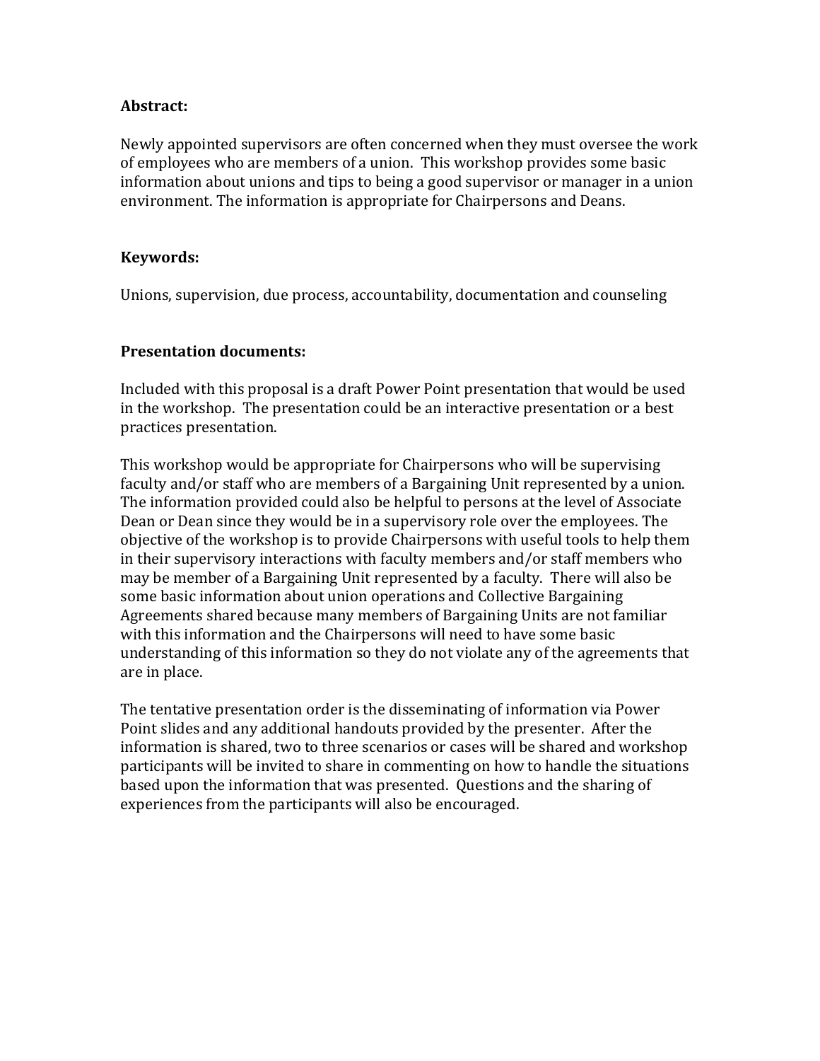**Abstract:**

Newly appointed supervisors are often concerned when they must oversee the work of employees who are members of a union. This workshop provides some basic information about unions and tips to being a good supervisor or manager in a union environment. The information is appropriate for Chairpersons and Deans.

**Keywords:**

Unions, supervision, due process, accountability, documentation and counseling

**Presentation documents:**

Included with this proposal is a draft Power Point presentation that would be used in the workshop. The presentation could be an interactive presentation or a best practices presentation.

This workshop would be appropriate for Chairpersons who will be supervising faculty and/or staff who are members of a Bargaining Unit represented by a union. The information provided could also be helpful to persons at the level of Associate Dean or Dean since they would be in a supervisory role over the employees. The objective of the workshop is to provide Chairpersons with useful tools to help them in their supervisory interactions with faculty members and/or staff members who may be member of a Bargaining Unit represented by a faculty. There will also be some basic information about union operations and Collective Bargaining Agreements shared because many members of Bargaining Units are not familiar with this information and the Chairpersons will need to have some basic understanding of this information so they do not violate any of the agreements that are in place.

The tentative presentation order is the disseminating of information via Power Point slides and any additional handouts provided by the presenter. After the information is shared, two to three scenarios or cases will be shared and workshop participants will be invited to share in commenting on how to handle the situations based upon the information that was presented. Questions and the sharing of experiences from the participants will also be encouraged.